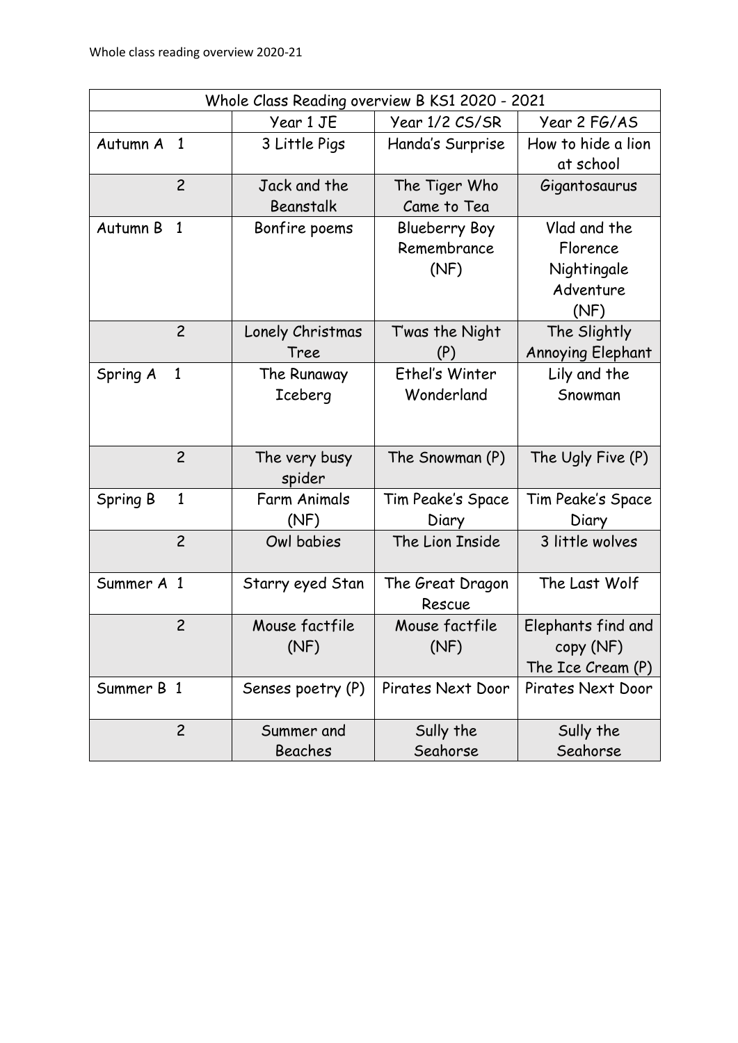| Whole Class Reading overview B KS1 2020 - 2021 | | | |
|---|---|---|---|
| | Year 1 JE | Year 1/2 CS/SR | Year 2 FG/AS |
| Autumn A 1 | 3 Little Pigs | Handa's Surprise | How to hide a lion at school |
| 2 | Jack and the Beanstalk | The Tiger Who Came to Tea | Gigantosaurus |
| Autumn B 1 | Bonfire poems | Blueberry Boy Remembrance (NF) | Vlad and the Florence Nightingale Adventure (NF) |
| 2 | Lonely Christmas Tree | T'was the Night (P) | The Slightly Annoying Elephant |
| Spring A 1 | The Runaway Iceberg | Ethel's Winter Wonderland | Lily and the Snowman |
| 2 | The very busy spider | The Snowman (P) | The Ugly Five (P) |
| Spring B 1 | Farm Animals (NF) | Tim Peake's Space Diary | Tim Peake's Space Diary |
| 2 | Owl babies | The Lion Inside | 3 little wolves |
| Summer A 1 | Starry eyed Stan | The Great Dragon Rescue | The Last Wolf |
| 2 | Mouse factfile (NF) | Mouse factfile (NF) | Elephants find and copy (NF) The Ice Cream (P) |
| Summer B 1 | Senses poetry (P) | Pirates Next Door | Pirates Next Door |
| 2 | Summer and Beaches | Sully the Seahorse | Sully the Seahorse |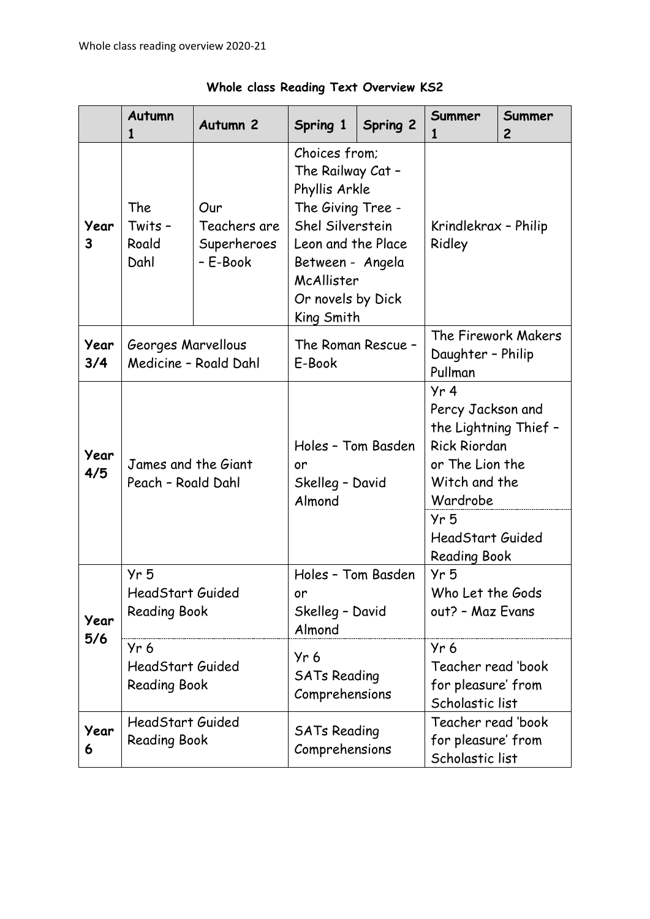## Whole class Reading Text Overview KS2

| | Autumn 1 | Autumn 2 | Spring 1 | Spring 2 | Summer 1 | Summer 2 |
|---|---|---|---|---|---|---|
| **Year 3** | The Twits – Roald Dahl | Our Teachers are Superheroes – E-Book | Choices from; The Railway Cat – Phyllis Arkle The Giving Tree - Shel Silverstein Leon and the Place Between - Angela McAllister Or novels by Dick King Smith | | Krindlekrax – Philip Ridley | |
| **Year 3/4** | Georges Marvellous Medicine – Roald Dahl | | The Roman Rescue – E-Book | | The Firework Makers Daughter – Philip Pullman | |
| **Year 4/5** | James and the Giant Peach – Roald Dahl | | Holes – Tom Basden or Skelleg – David Almond | | Yr 4 Percy Jackson and the Lightning Thief – Rick Riordan or The Lion the Witch and the Wardrobe<br>Yr 5 HeadStart Guided Reading Book | |
| **Year 5/6** | Yr 5 HeadStart Guided Reading Book<br>Yr 6 HeadStart Guided Reading Book | | Holes – Tom Basden or Skelleg – David Almond<br>Yr 6 SATs Reading Comprehensions | | Yr 5 Who Let the Gods out? – Maz Evans<br>Yr 6 Teacher read 'book for pleasure' from Scholastic list | |
| **Year 6** | HeadStart Guided Reading Book | | SATs Reading Comprehensions | | Teacher read 'book for pleasure' from Scholastic list | |